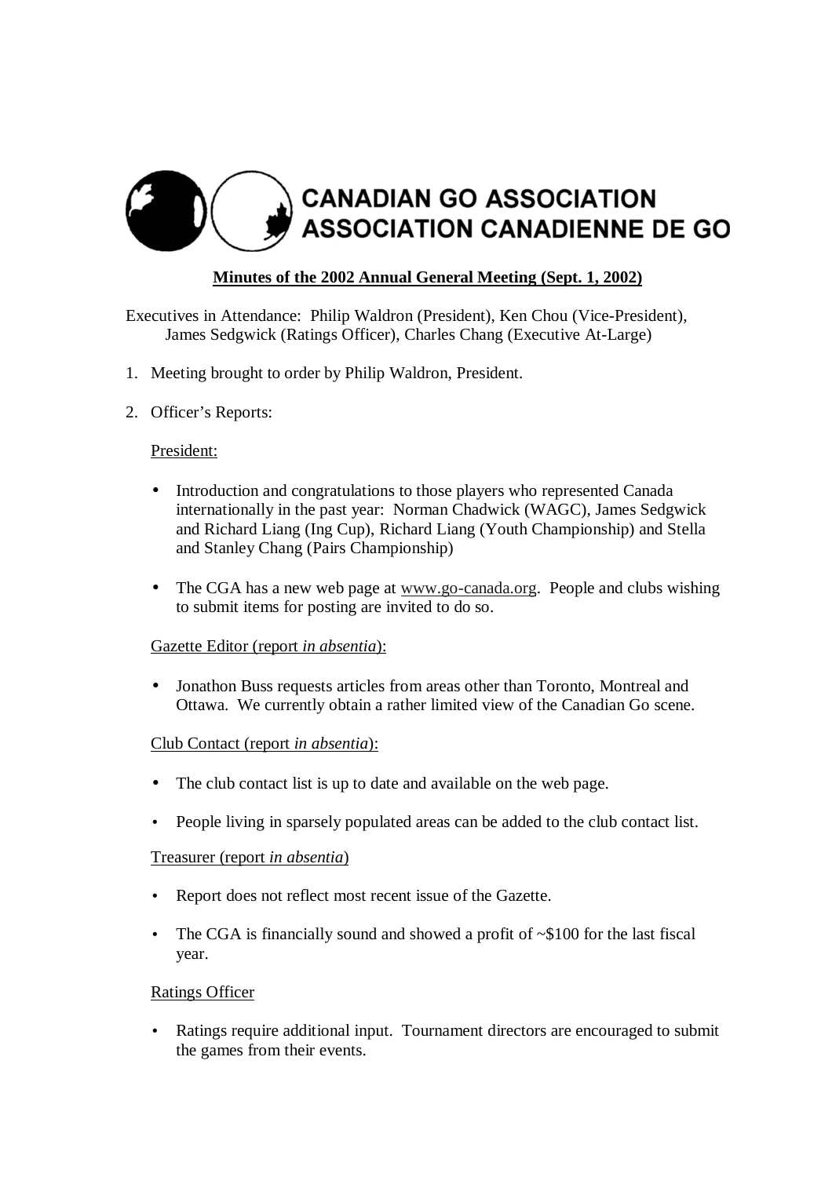# CANADIAN GO ASSOCIATION
# ASSOCIATION CANADIENNE DE GO

**Minutes of the 2002 Annual General Meeting (Sept. 1, 2002)**

Executives in Attendance: Philip Waldron (President), Ken Chou (Vice-President), James Sedgwick (Ratings Officer), Charles Chang (Executive At-Large)

1. Meeting brought to order by Philip Waldron, President.

2. Officer's Reports:

President:

- Introduction and congratulations to those players who represented Canada internationally in the past year: Norman Chadwick (WAGC), James Sedgwick and Richard Liang (Ing Cup), Richard Liang (Youth Championship) and Stella and Stanley Chang (Pairs Championship)

- The CGA has a new web page at www.go-canada.org. People and clubs wishing to submit items for posting are invited to do so.

Gazette Editor (report *in absentia*):

- Jonathon Buss requests articles from areas other than Toronto, Montreal and Ottawa. We currently obtain a rather limited view of the Canadian Go scene.

Club Contact (report *in absentia*):

- The club contact list is up to date and available on the web page.

- People living in sparsely populated areas can be added to the club contact list.

Treasurer (report *in absentia*)

- Report does not reflect most recent issue of the Gazette.

- The CGA is financially sound and showed a profit of ~$100 for the last fiscal year.

Ratings Officer

- Ratings require additional input. Tournament directors are encouraged to submit the games from their events.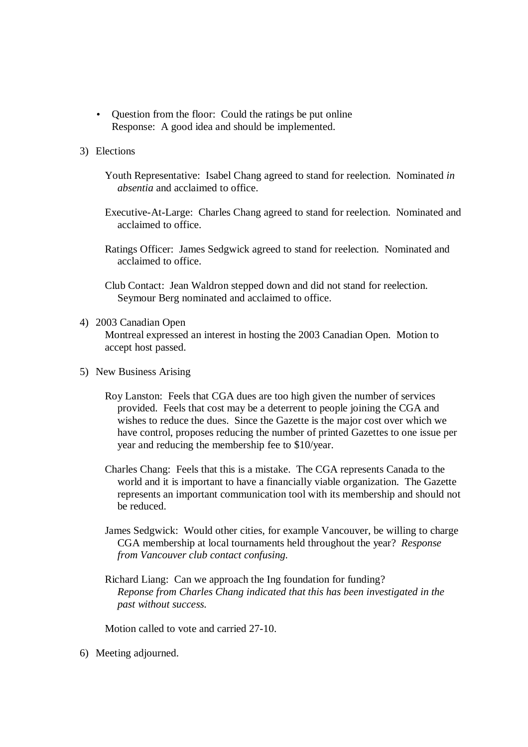- Question from the floor: Could the ratings be put online
  Response: A good idea and should be implemented.

3) Elections

   Youth Representative: Isabel Chang agreed to stand for reelection. Nominated *in absentia* and acclaimed to office.

   Executive-At-Large: Charles Chang agreed to stand for reelection. Nominated and acclaimed to office.

   Ratings Officer: James Sedgwick agreed to stand for reelection. Nominated and acclaimed to office.

   Club Contact: Jean Waldron stepped down and did not stand for reelection. Seymour Berg nominated and acclaimed to office.

4) 2003 Canadian Open
   Montreal expressed an interest in hosting the 2003 Canadian Open. Motion to accept host passed.

5) New Business Arising

   Roy Lanston: Feels that CGA dues are too high given the number of services provided. Feels that cost may be a deterrent to people joining the CGA and wishes to reduce the dues. Since the Gazette is the major cost over which we have control, proposes reducing the number of printed Gazettes to one issue per year and reducing the membership fee to $10/year.

   Charles Chang: Feels that this is a mistake. The CGA represents Canada to the world and it is important to have a financially viable organization. The Gazette represents an important communication tool with its membership and should not be reduced.

   James Sedgwick: Would other cities, for example Vancouver, be willing to charge CGA membership at local tournaments held throughout the year? *Response from Vancouver club contact confusing.*

   Richard Liang: Can we approach the Ing foundation for funding? *Reponse from Charles Chang indicated that this has been investigated in the past without success.*

   Motion called to vote and carried 27-10.

6) Meeting adjourned.